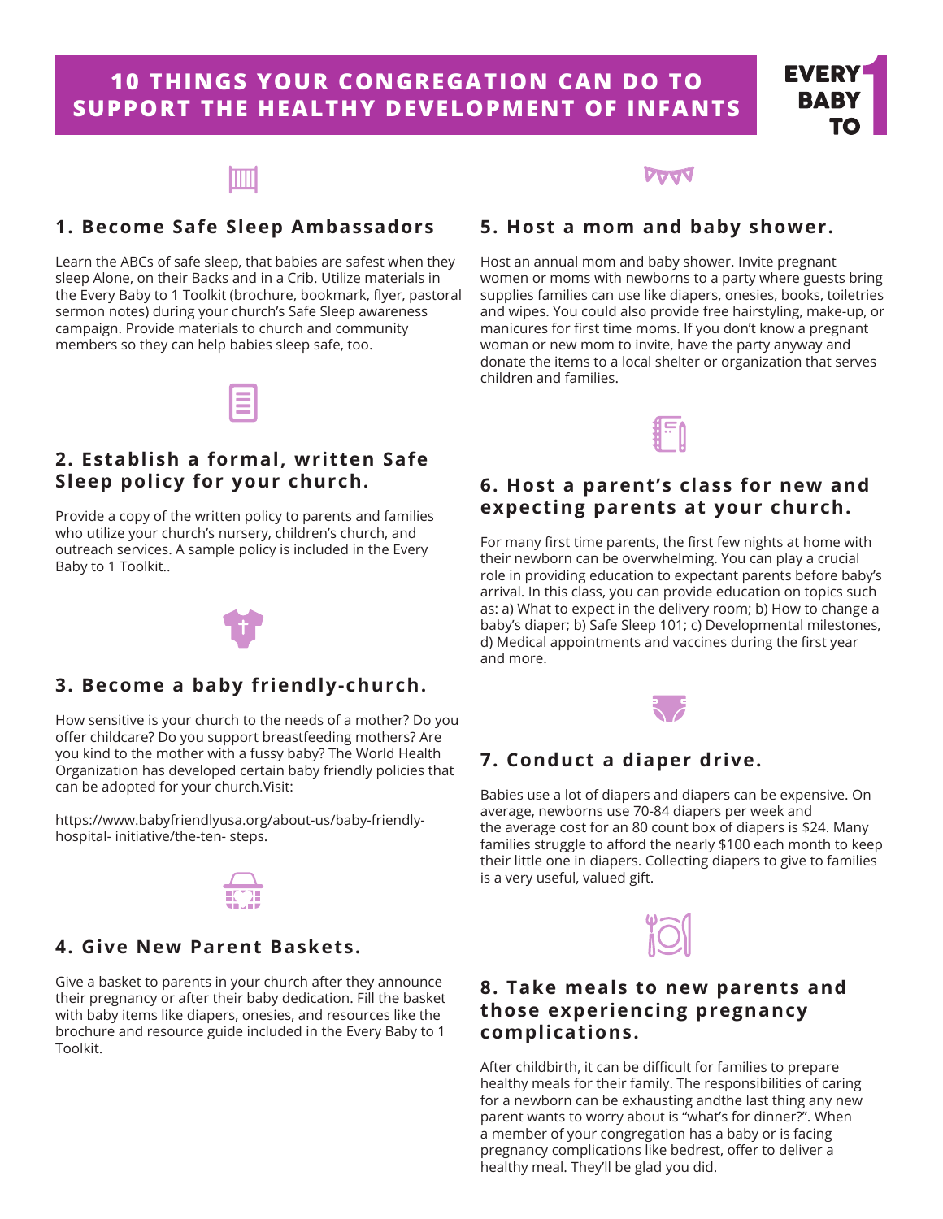# 10 THINGS YOUR CONGREGATION CAN DO TO SUPPORT THE HEALTHY DEVELOPMENT OF INFANTS

EVERY BABY TO 1

## 1. Become Safe Sleep Ambassadors

Learn the ABCs of safe sleep, that babies are safest when they sleep Alone, on their Backs and in a Crib. Utilize materials in the Every Baby to 1 Toolkit (brochure, bookmark, flyer, pastoral sermon notes) during your church's Safe Sleep awareness campaign. Provide materials to church and community members so they can help babies sleep safe, too.

## 2. Establish a formal, written Safe Sleep policy for your church.

Provide a copy of the written policy to parents and families who utilize your church's nursery, children's church, and outreach services. A sample policy is included in the Every Baby to 1 Toolkit..

## 3. Become a baby friendly-church.

How sensitive is your church to the needs of a mother? Do you offer childcare? Do you support breastfeeding mothers? Are you kind to the mother with a fussy baby? The World Health Organization has developed certain baby friendly policies that can be adopted for your church.Visit:

https://www.babyfriendlyusa.org/about-us/baby-friendly-hospital- initiative/the-ten- steps.

## 4. Give New Parent Baskets.

Give a basket to parents in your church after they announce their pregnancy or after their baby dedication. Fill the basket with baby items like diapers, onesies, and resources like the brochure and resource guide included in the Every Baby to 1 Toolkit.

## 5. Host a mom and baby shower.

Host an annual mom and baby shower. Invite pregnant women or moms with newborns to a party where guests bring supplies families can use like diapers, onesies, books, toiletries and wipes. You could also provide free hairstyling, make-up, or manicures for first time moms. If you don't know a pregnant woman or new mom to invite, have the party anyway and donate the items to a local shelter or organization that serves children and families.

## 6. Host a parent's class for new and expecting parents at your church.

For many first time parents, the first few nights at home with their newborn can be overwhelming. You can play a crucial role in providing education to expectant parents before baby's arrival. In this class, you can provide education on topics such as: a) What to expect in the delivery room; b) How to change a baby's diaper; b) Safe Sleep 101; c) Developmental milestones, d) Medical appointments and vaccines during the first year and more.

## 7. Conduct a diaper drive.

Babies use a lot of diapers and diapers can be expensive. On average, newborns use 70-84 diapers per week and the average cost for an 80 count box of diapers is $24. Many families struggle to afford the nearly $100 each month to keep their little one in diapers. Collecting diapers to give to families is a very useful, valued gift.

## 8. Take meals to new parents and those experiencing pregnancy complications.

After childbirth, it can be difficult for families to prepare healthy meals for their family. The responsibilities of caring for a newborn can be exhausting andthe last thing any new parent wants to worry about is "what's for dinner?". When a member of your congregation has a baby or is facing pregnancy complications like bedrest, offer to deliver a healthy meal. They'll be glad you did.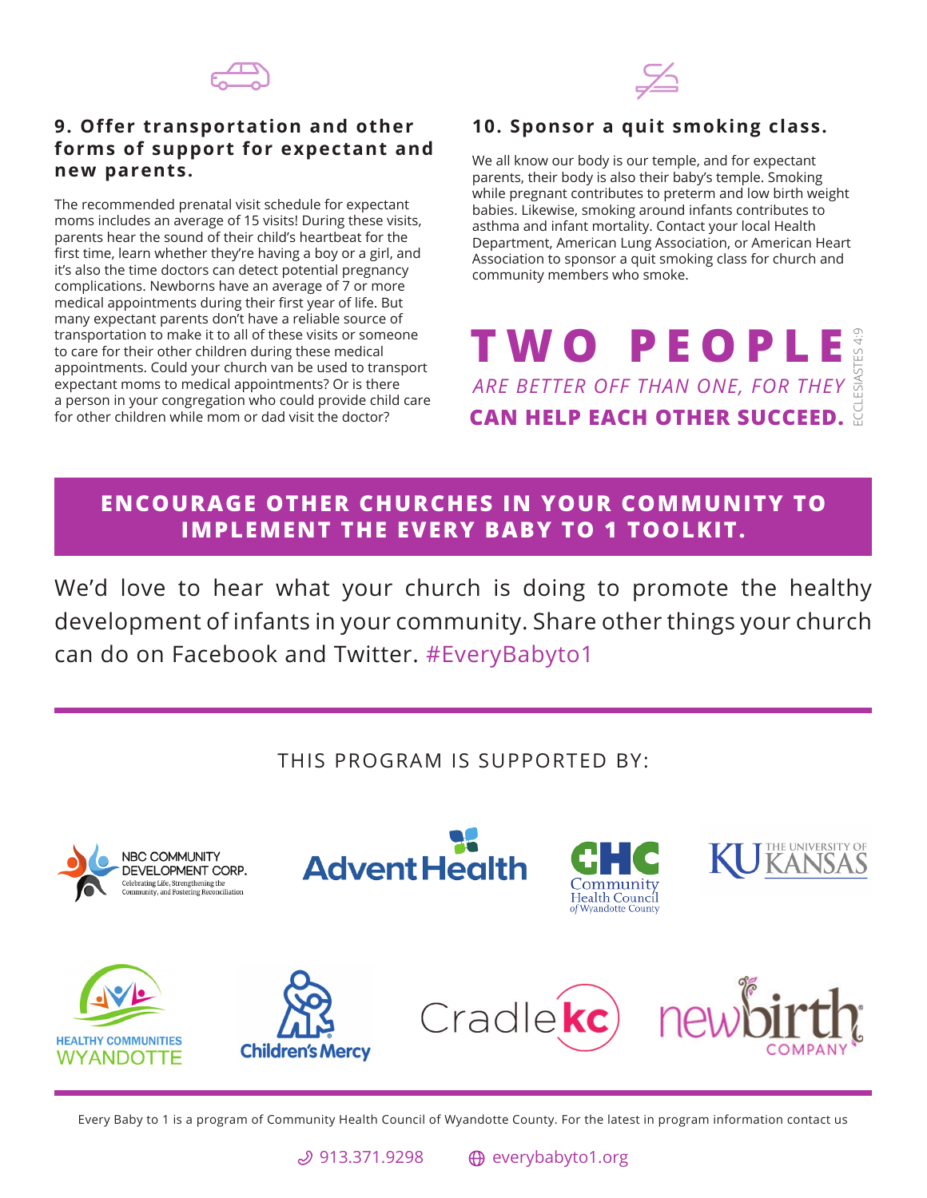### 9. Offer transportation and other forms of support for expectant and new parents.

The recommended prenatal visit schedule for expectant moms includes an average of 15 visits! During these visits, parents hear the sound of their child's heartbeat for the first time, learn whether they're having a boy or a girl, and it's also the time doctors can detect potential pregnancy complications. Newborns have an average of 7 or more medical appointments during their first year of life. But many expectant parents don't have a reliable source of transportation to make it to all of these visits or someone to care for their other children during these medical appointments. Could your church van be used to transport expectant moms to medical appointments? Or is there a person in your congregation who could provide child care for other children while mom or dad visit the doctor?

### 10. Sponsor a quit smoking class.

We all know our body is our temple, and for expectant parents, their body is also their baby's temple. Smoking while pregnant contributes to preterm and low birth weight babies. Likewise, smoking around infants contributes to asthma and infant mortality. Contact your local Health Department, American Lung Association, or American Heart Association to sponsor a quit smoking class for church and community members who smoke.

**TWO PEOPLE** *ARE BETTER OFF THAN ONE, FOR THEY* **CAN HELP EACH OTHER SUCCEED.**

ECCLESIASTES 4:9

## ENCOURAGE OTHER CHURCHES IN YOUR COMMUNITY TO IMPLEMENT THE EVERY BABY TO 1 TOOLKIT.

We'd love to hear what your church is doing to promote the healthy development of infants in your community. Share other things your church can do on Facebook and Twitter. #EveryBabyto1

THIS PROGRAM IS SUPPORTED BY:

NBC COMMUNITY DEVELOPMENT CORP. Celebrating Life, Strengthening the Community, and Fostering Reconciliation

AdventHealth

CHC Community Health Council of Wyandotte County

KU THE UNIVERSITY OF KANSAS

HEALTHY COMMUNITIES WYANDOTTE

Children's Mercy

Cradle kc

newbirth COMPANY

Every Baby to 1 is a program of Community Health Council of Wyandotte County. For the latest in program information contact us

913.371.9298 everybabyto1.org